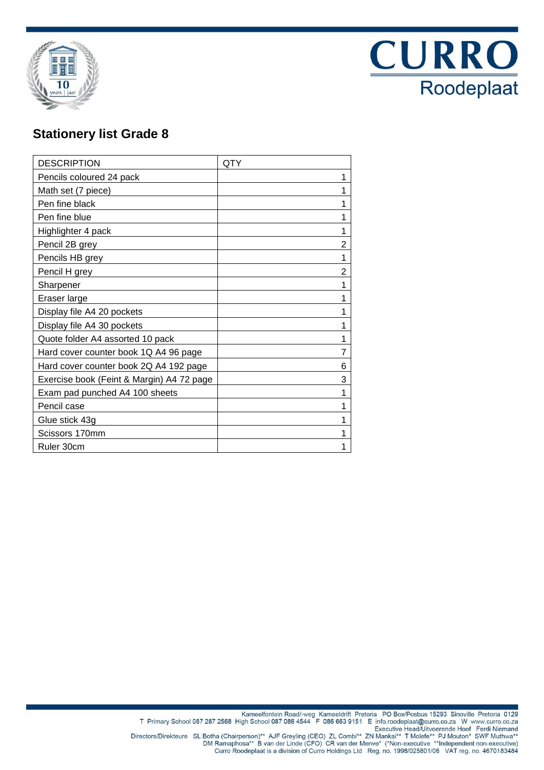CURRO
Roodeplaat

## Stationery list Grade 8

| DESCRIPTION | QTY |
|---|---|
| Pencils coloured 24 pack | 1 |
| Math set (7 piece) | 1 |
| Pen fine black | 1 |
| Pen fine blue | 1 |
| Highlighter 4 pack | 1 |
| Pencil 2B grey | 2 |
| Pencils HB grey | 1 |
| Pencil H grey | 2 |
| Sharpener | 1 |
| Eraser large | 1 |
| Display file A4 20 pockets | 1 |
| Display file A4 30 pockets | 1 |
| Quote folder A4 assorted 10 pack | 1 |
| Hard cover counter book 1Q A4 96 page | 7 |
| Hard cover counter book 2Q A4 192 page | 6 |
| Exercise book (Feint & Margin) A4 72 page | 3 |
| Exam pad punched A4 100 sheets | 1 |
| Pencil case | 1 |
| Glue stick 43g | 1 |
| Scissors 170mm | 1 |
| Ruler 30cm | 1 |

Kameelfontein Road/-weg Kameeldrift Pretoria PO Box/Posbus 15293 Sinoville Pretoria 0129
T Primary School 087 287 2568 High School 087 086 4544 F 086 663 9151 E info.roodeplaat@curro.co.za W www.curro.co.za
Executive Head/Uitvoerende Hoof Ferdi Niemand
Directors/Direkteure SL Botha (Chairperson)** AJF Greyling (CEO) ZL Combi** ZN Mankai** T Molefe** PJ Mouton* SWF Muthwa**
DM Ramaphosa** B van der Linde (CFO) CR van der Merwe* (*Non-executive **Independent non-executive)
Curro Roodeplaat is a division of Curro Holdings Ltd Reg. no. 1998/025801/06 VAT reg. no. 4670183484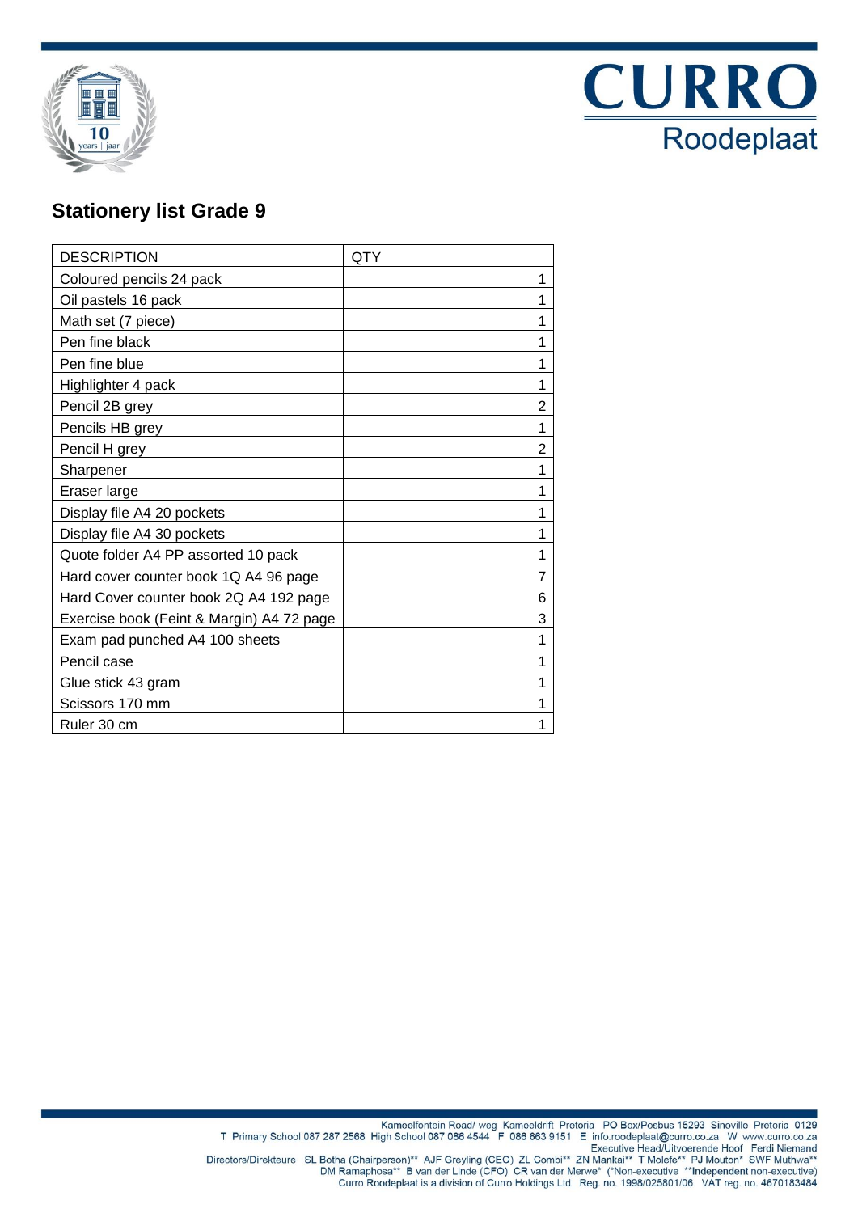CURRO
Roodeplaat

## Stationery list Grade 9

| DESCRIPTION | QTY |
|---|---|
| Coloured pencils 24 pack | 1 |
| Oil pastels 16 pack | 1 |
| Math set (7 piece) | 1 |
| Pen fine black | 1 |
| Pen fine blue | 1 |
| Highlighter 4 pack | 1 |
| Pencil 2B grey | 2 |
| Pencils HB grey | 1 |
| Pencil H grey | 2 |
| Sharpener | 1 |
| Eraser large | 1 |
| Display file A4 20 pockets | 1 |
| Display file A4 30 pockets | 1 |
| Quote folder A4 PP assorted 10 pack | 1 |
| Hard cover counter book 1Q A4 96 page | 7 |
| Hard Cover counter book 2Q A4 192 page | 6 |
| Exercise book (Feint & Margin) A4 72 page | 3 |
| Exam pad punched A4 100 sheets | 1 |
| Pencil case | 1 |
| Glue stick 43 gram | 1 |
| Scissors 170 mm | 1 |
| Ruler 30 cm | 1 |

Kameelfontein Road/-weg Kameeldrift Pretoria PO Box/Posbus 15293 Sinoville Pretoria 0129
T Primary School 087 287 2568 High School 087 086 4544 F 086 663 9151 E info.roodeplaat@curro.co.za W www.curro.co.za
Executive Head/Uitvoerende Hoof Ferdi Niemand
Directors/Direkteure SL Botha (Chairperson)** AJF Greyling (CEO) ZL Combi** ZN Mankai** T Molefe** PJ Mouton* SWF Muthwa**
DM Ramaphosa** B van der Linde (CFO) CR van der Merwe* (*Non-executive **Independent non-executive)
Curro Roodeplaat is a division of Curro Holdings Ltd Reg. no. 1998/025801/06 VAT reg. no. 4670183484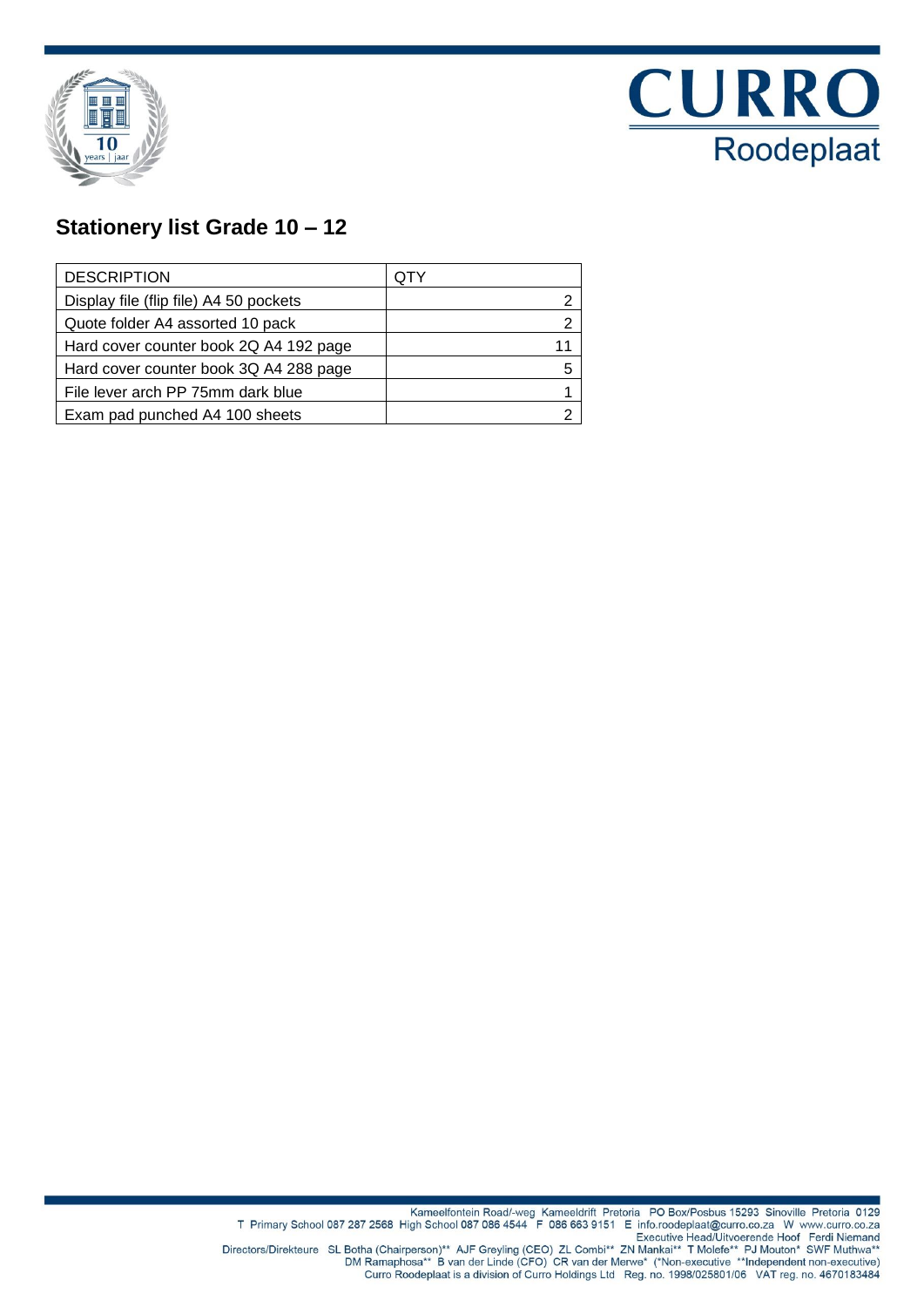## Stationery list Grade 10 – 12

| DESCRIPTION | QTY |
|---|---|
| Display file (flip file) A4 50 pockets | 2 |
| Quote folder A4 assorted 10 pack | 2 |
| Hard cover counter book 2Q A4 192 page | 11 |
| Hard cover counter book 3Q A4 288 page | 5 |
| File lever arch PP 75mm dark blue | 1 |
| Exam pad punched A4 100 sheets | 2 |